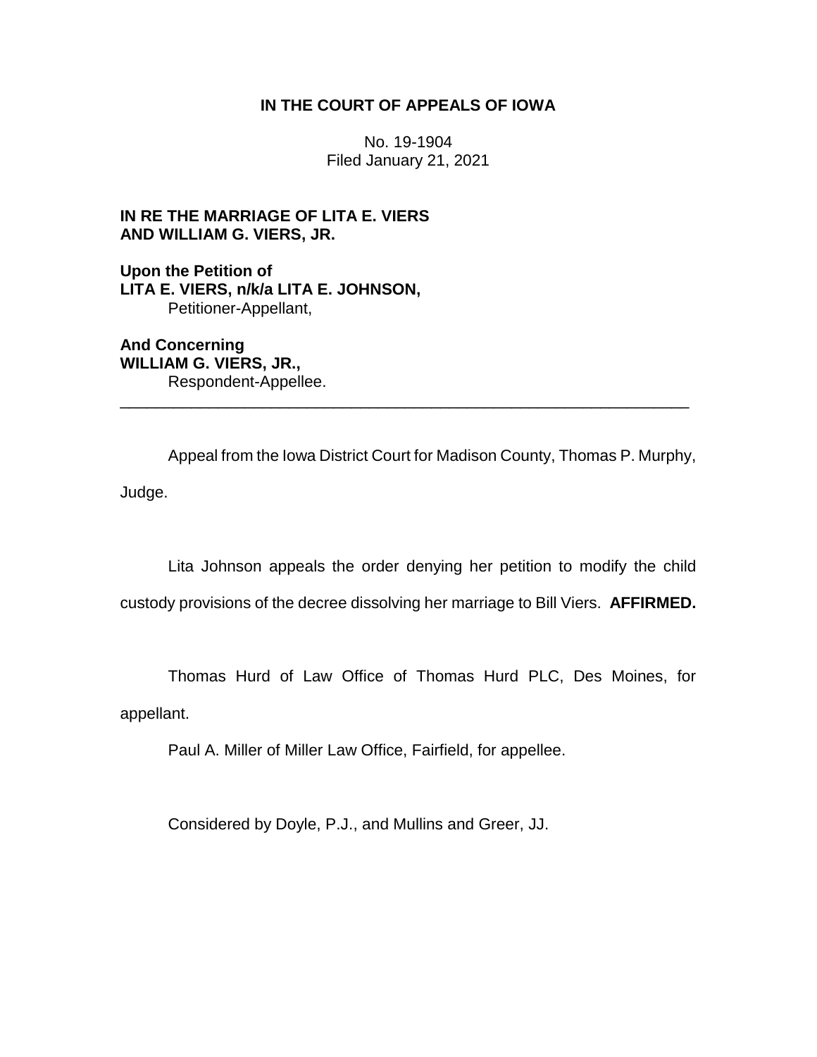**IN THE COURT OF APPEALS OF IOWA**

No. 19-1904
Filed January 21, 2021

**IN RE THE MARRIAGE OF LITA E. VIERS AND WILLIAM G. VIERS, JR.**

**Upon the Petition of**
**LITA E. VIERS, n/k/a LITA E. JOHNSON,**
Petitioner-Appellant,

**And Concerning**
**WILLIAM G. VIERS, JR.,**
Respondent-Appellee.

---

Appeal from the Iowa District Court for Madison County, Thomas P. Murphy, Judge.

Lita Johnson appeals the order denying her petition to modify the child custody provisions of the decree dissolving her marriage to Bill Viers. **AFFIRMED.**

Thomas Hurd of Law Office of Thomas Hurd PLC, Des Moines, for appellant.

Paul A. Miller of Miller Law Office, Fairfield, for appellee.

Considered by Doyle, P.J., and Mullins and Greer, JJ.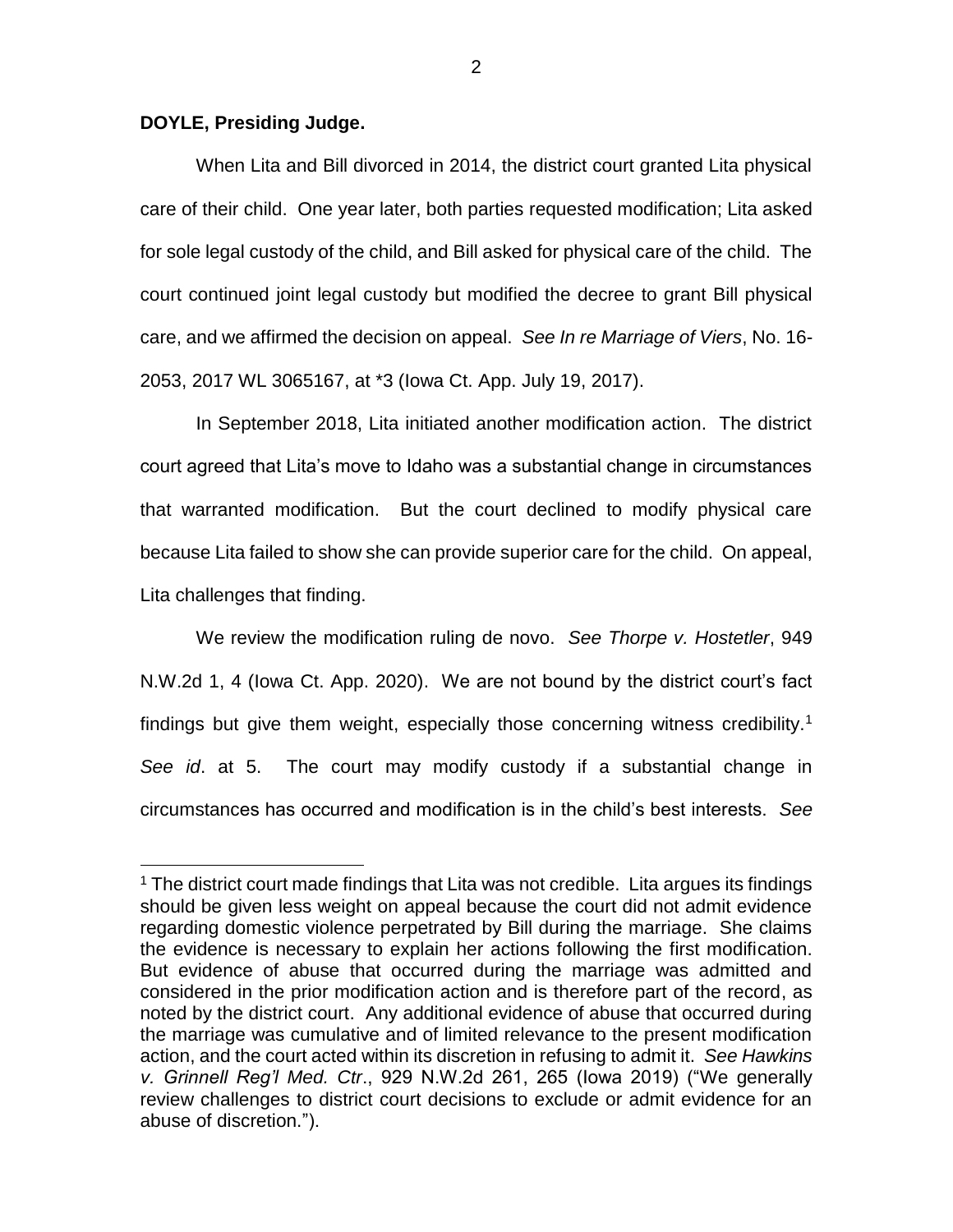**DOYLE, Presiding Judge.**

When Lita and Bill divorced in 2014, the district court granted Lita physical care of their child. One year later, both parties requested modification; Lita asked for sole legal custody of the child, and Bill asked for physical care of the child. The court continued joint legal custody but modified the decree to grant Bill physical care, and we affirmed the decision on appeal. *See In re Marriage of Viers*, No. 16-2053, 2017 WL 3065167, at *3 (Iowa Ct. App. July 19, 2017).

In September 2018, Lita initiated another modification action. The district court agreed that Lita's move to Idaho was a substantial change in circumstances that warranted modification. But the court declined to modify physical care because Lita failed to show she can provide superior care for the child. On appeal, Lita challenges that finding.

We review the modification ruling de novo. *See Thorpe v. Hostetler*, 949 N.W.2d 1, 4 (Iowa Ct. App. 2020). We are not bound by the district court's fact findings but give them weight, especially those concerning witness credibility.[1] *See id*. at 5. The court may modify custody if a substantial change in circumstances has occurred and modification is in the child's best interests. *See*

[1] The district court made findings that Lita was not credible. Lita argues its findings should be given less weight on appeal because the court did not admit evidence regarding domestic violence perpetrated by Bill during the marriage. She claims the evidence is necessary to explain her actions following the first modification. But evidence of abuse that occurred during the marriage was admitted and considered in the prior modification action and is therefore part of the record, as noted by the district court. Any additional evidence of abuse that occurred during the marriage was cumulative and of limited relevance to the present modification action, and the court acted within its discretion in refusing to admit it. *See Hawkins v. Grinnell Reg'l Med. Ctr*., 929 N.W.2d 261, 265 (Iowa 2019) ("We generally review challenges to district court decisions to exclude or admit evidence for an abuse of discretion.").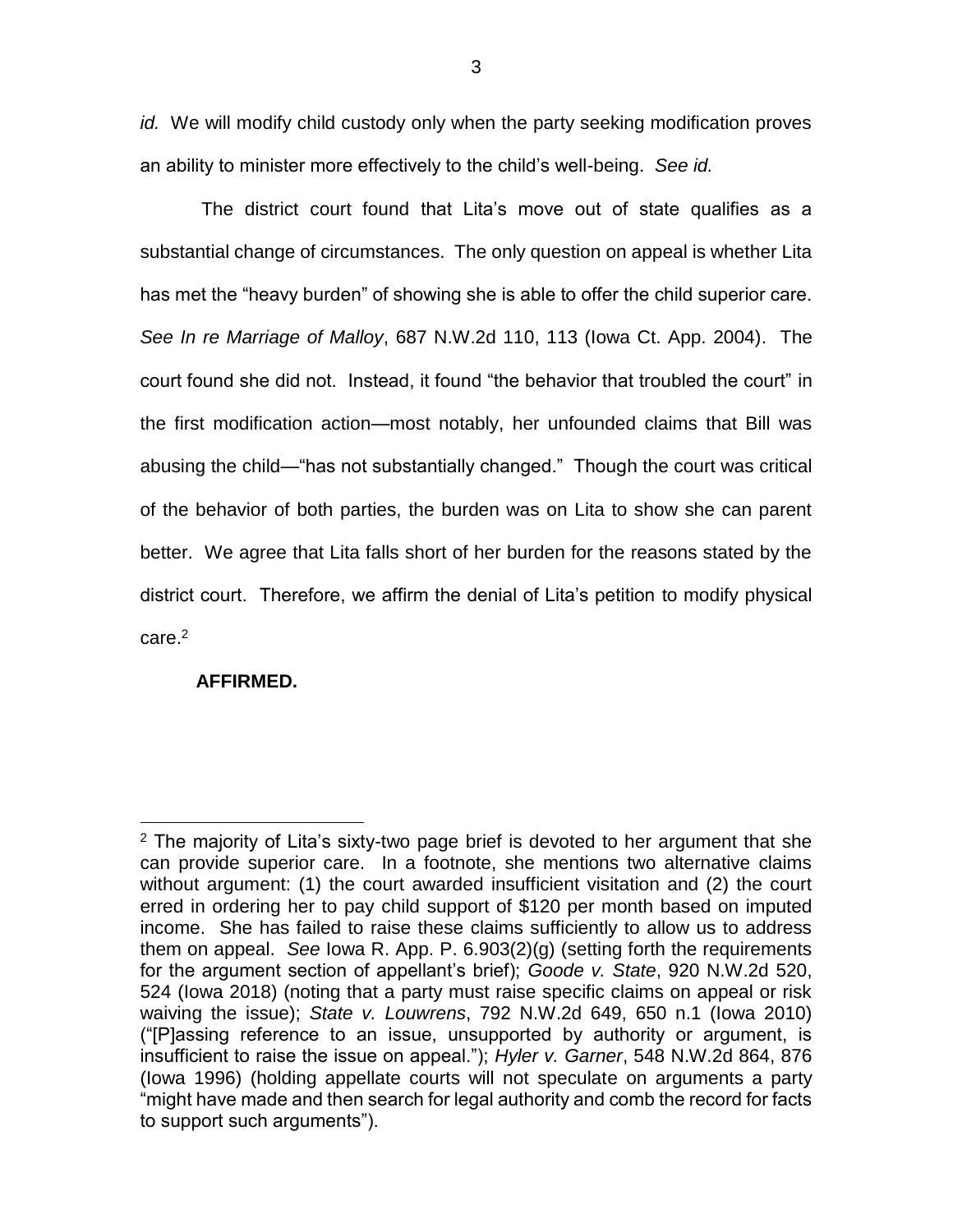*id.* We will modify child custody only when the party seeking modification proves an ability to minister more effectively to the child's well-being. *See id.*

The district court found that Lita's move out of state qualifies as a substantial change of circumstances. The only question on appeal is whether Lita has met the "heavy burden" of showing she is able to offer the child superior care. *See In re Marriage of Malloy*, 687 N.W.2d 110, 113 (Iowa Ct. App. 2004). The court found she did not. Instead, it found "the behavior that troubled the court" in the first modification action—most notably, her unfounded claims that Bill was abusing the child—"has not substantially changed." Though the court was critical of the behavior of both parties, the burden was on Lita to show she can parent better. We agree that Lita falls short of her burden for the reasons stated by the district court. Therefore, we affirm the denial of Lita's petition to modify physical care.[2]

**AFFIRMED.**

---

[2] The majority of Lita's sixty-two page brief is devoted to her argument that she can provide superior care. In a footnote, she mentions two alternative claims without argument: (1) the court awarded insufficient visitation and (2) the court erred in ordering her to pay child support of $120 per month based on imputed income. She has failed to raise these claims sufficiently to allow us to address them on appeal. *See* Iowa R. App. P. 6.903(2)(g) (setting forth the requirements for the argument section of appellant's brief); *Goode v. State*, 920 N.W.2d 520, 524 (Iowa 2018) (noting that a party must raise specific claims on appeal or risk waiving the issue); *State v. Louwrens*, 792 N.W.2d 649, 650 n.1 (Iowa 2010) ("[P]assing reference to an issue, unsupported by authority or argument, is insufficient to raise the issue on appeal."); *Hyler v. Garner*, 548 N.W.2d 864, 876 (Iowa 1996) (holding appellate courts will not speculate on arguments a party "might have made and then search for legal authority and comb the record for facts to support such arguments").